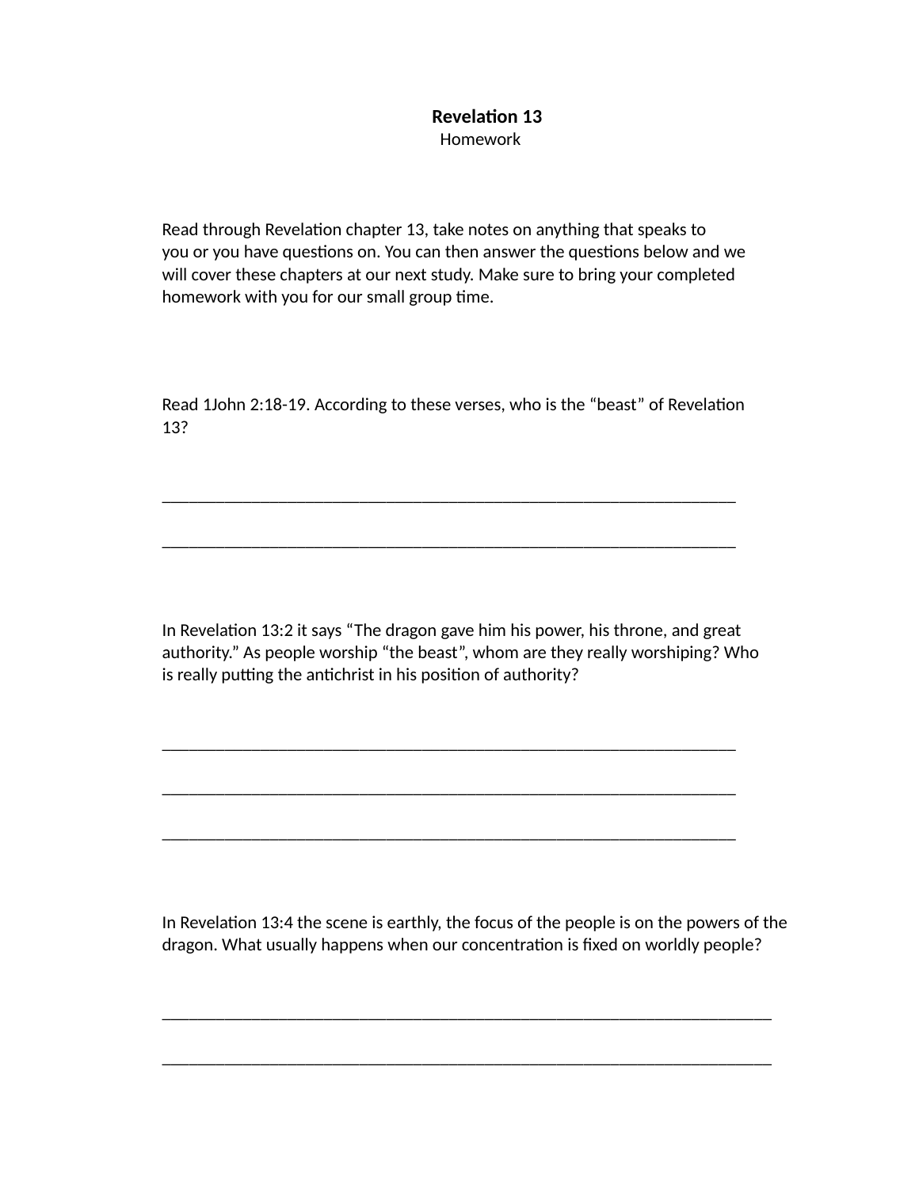**Revelation 13**

Homework

Read through Revelation chapter 13, take notes on anything that speaks to you or you have questions on. You can then answer the questions below and we will cover these chapters at our next study. Make sure to bring your completed homework with you for our small group time.

Read 1John 2:18-19. According to these verses, who is the "beast" of Revelation 13?

\_\_\_\_\_\_\_\_\_\_\_\_\_\_\_\_\_\_\_\_\_\_\_\_\_\_\_\_\_\_\_\_\_\_\_\_\_\_\_\_\_\_\_\_\_\_\_\_\_\_\_\_\_\_\_\_\_\_\_\_\_\_\_\_\_\_\_

\_\_\_\_\_\_\_\_\_\_\_\_\_\_\_\_\_\_\_\_\_\_\_\_\_\_\_\_\_\_\_\_\_\_\_\_\_\_\_\_\_\_\_\_\_\_\_\_\_\_\_\_\_\_\_\_\_\_\_\_\_\_\_\_\_\_\_

In Revelation 13:2 it says "The dragon gave him his power, his throne, and great authority." As people worship "the beast", whom are they really worshiping? Who is really putting the antichrist in his position of authority?

\_\_\_\_\_\_\_\_\_\_\_\_\_\_\_\_\_\_\_\_\_\_\_\_\_\_\_\_\_\_\_\_\_\_\_\_\_\_\_\_\_\_\_\_\_\_\_\_\_\_\_\_\_\_\_\_\_\_\_\_\_\_\_\_\_\_\_

\_\_\_\_\_\_\_\_\_\_\_\_\_\_\_\_\_\_\_\_\_\_\_\_\_\_\_\_\_\_\_\_\_\_\_\_\_\_\_\_\_\_\_\_\_\_\_\_\_\_\_\_\_\_\_\_\_\_\_\_\_\_\_\_\_\_\_

\_\_\_\_\_\_\_\_\_\_\_\_\_\_\_\_\_\_\_\_\_\_\_\_\_\_\_\_\_\_\_\_\_\_\_\_\_\_\_\_\_\_\_\_\_\_\_\_\_\_\_\_\_\_\_\_\_\_\_\_\_\_\_\_\_\_\_

In Revelation 13:4 the scene is earthly, the focus of the people is on the powers of the dragon. What usually happens when our concentration is fixed on worldly people?

\_\_\_\_\_\_\_\_\_\_\_\_\_\_\_\_\_\_\_\_\_\_\_\_\_\_\_\_\_\_\_\_\_\_\_\_\_\_\_\_\_\_\_\_\_\_\_\_\_\_\_\_\_\_\_\_\_\_\_\_\_\_\_\_\_\_\_\_\_\_

\_\_\_\_\_\_\_\_\_\_\_\_\_\_\_\_\_\_\_\_\_\_\_\_\_\_\_\_\_\_\_\_\_\_\_\_\_\_\_\_\_\_\_\_\_\_\_\_\_\_\_\_\_\_\_\_\_\_\_\_\_\_\_\_\_\_\_\_\_\_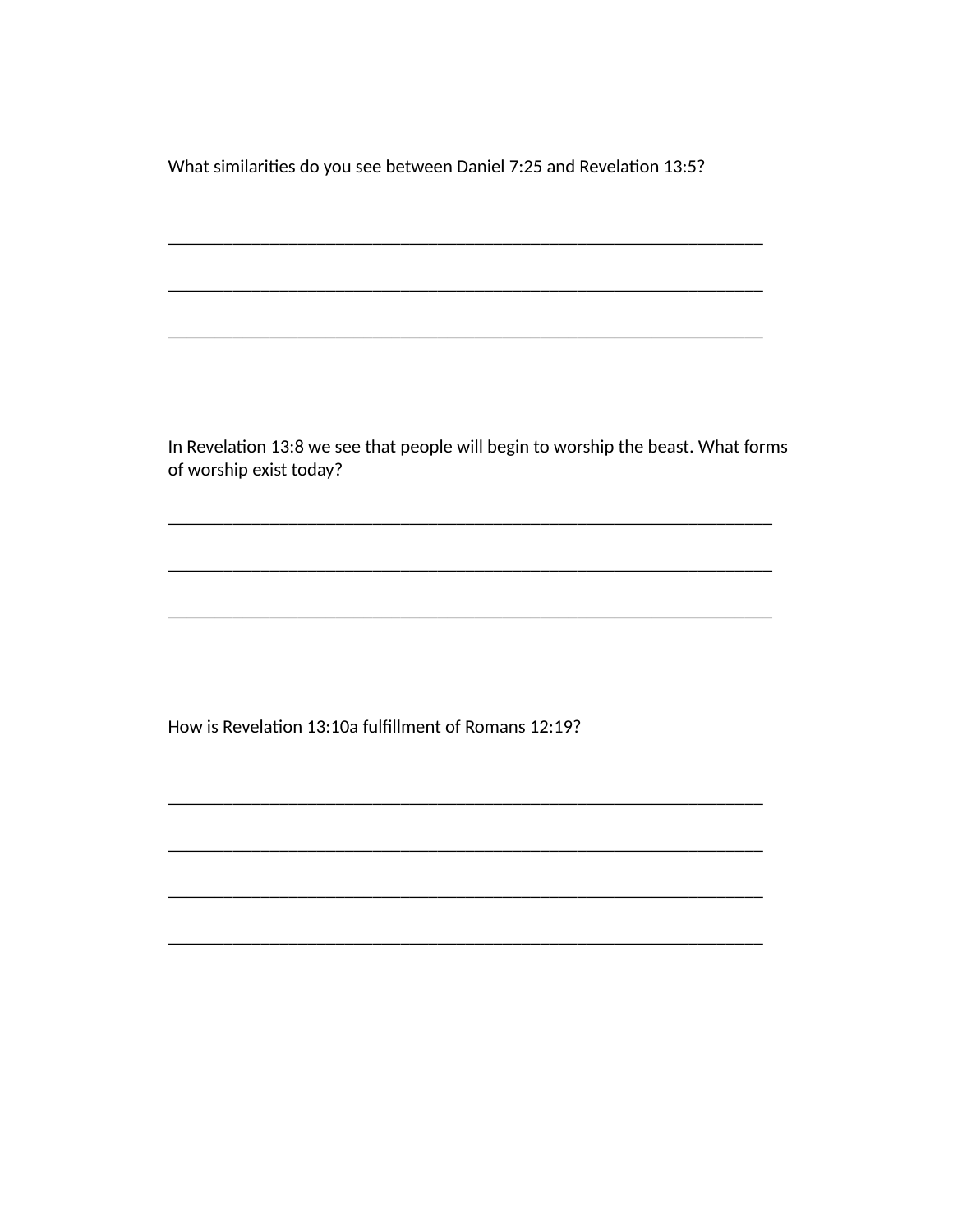What similarities do you see between Daniel 7:25 and Revelation 13:5?

_________________________________________________________________

_________________________________________________________________

_________________________________________________________________

In Revelation 13:8 we see that people will begin to worship the beast. What forms of worship exist today?

_________________________________________________________________

_________________________________________________________________

_________________________________________________________________

How is Revelation 13:10a fulfillment of Romans 12:19?

_________________________________________________________________

_________________________________________________________________

_________________________________________________________________

_________________________________________________________________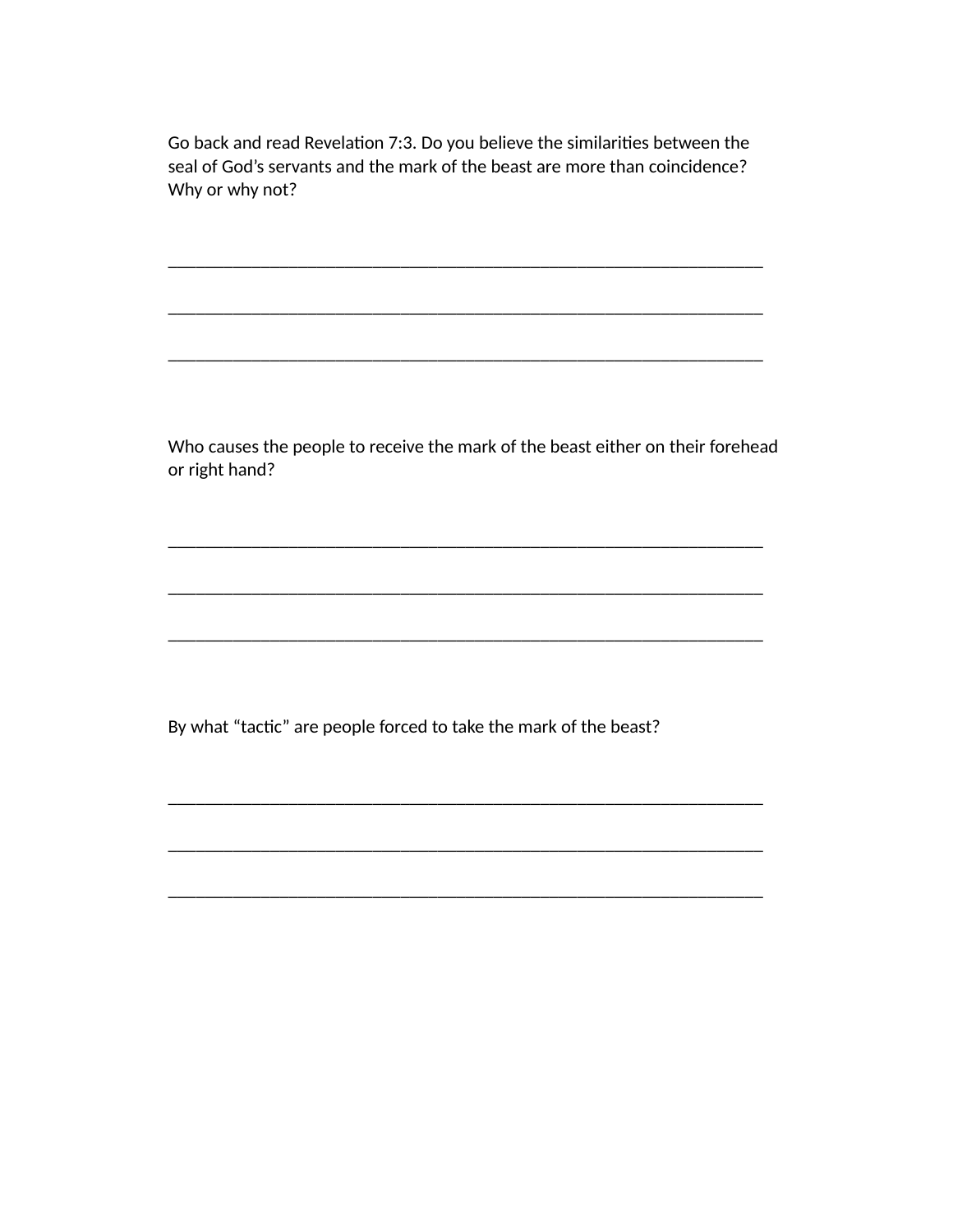Go back and read Revelation 7:3. Do you believe the similarities between the seal of God's servants and the mark of the beast are more than coincidence? Why or why not?

_____________________________________________________________________

_____________________________________________________________________

_____________________________________________________________________

Who causes the people to receive the mark of the beast either on their forehead or right hand?

_____________________________________________________________________

_____________________________________________________________________

_____________________________________________________________________

By what "tactic" are people forced to take the mark of the beast?

_____________________________________________________________________

_____________________________________________________________________

_____________________________________________________________________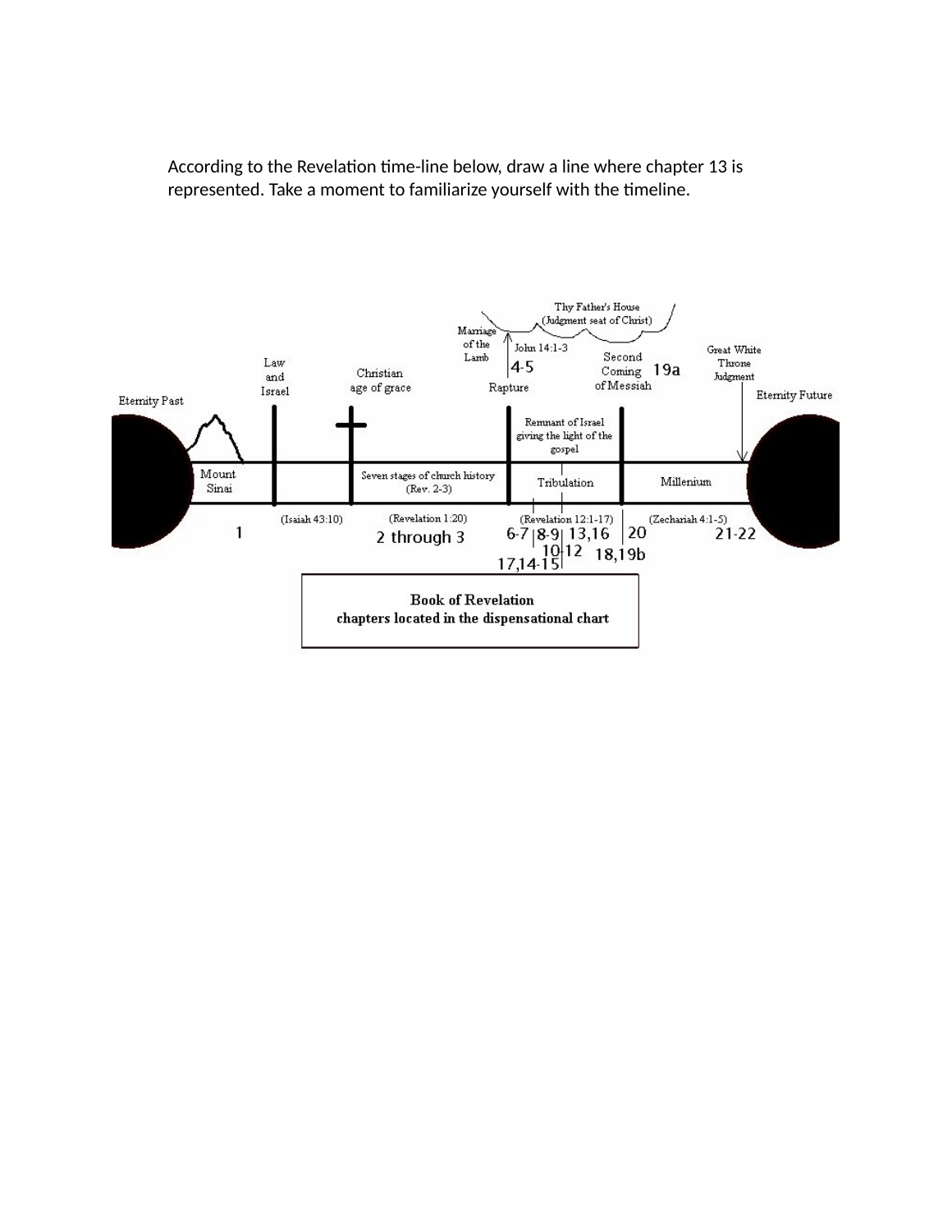According to the Revelation time-line below, draw a line where chapter 13 is represented. Take a moment to familiarize yourself with the timeline.

Thy Father's House
(Judgment seat of Christ)

Marriage of the Lamb

John 14:1-3

4-5

Rapture

Second Coming of Messiah

19a

Great White Throne Judgment

Law and Israel

Christian age of grace

Eternity Past

Eternity Future

Remnant of Israel giving the light of the gospel

Mount Sinai

Seven stages of church history (Rev. 2-3)

Tribulation

Millenium

(Isaiah 43:10)

(Revelation 1:20)

(Revelation 12:1-17)

(Zechariah 4:1-5)

1

2 through 3

6-7

8-9

13,16

20

21-22

10

12

18,19b

17,14-15

Book of Revelation
chapters located in the dispensational chart